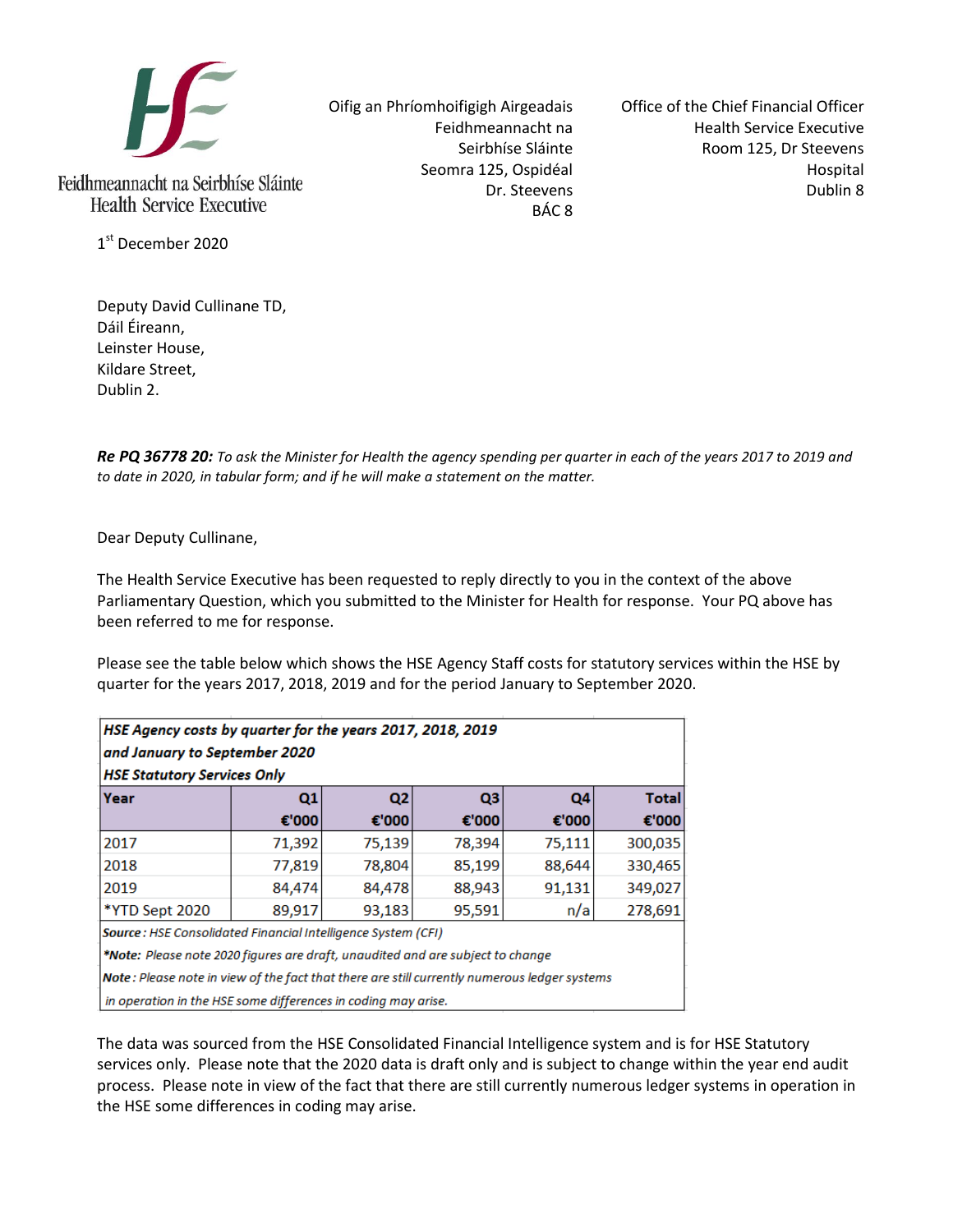Feidhmeannacht na Seirbhíse Sláinte
Health Service Executive

Oifig an Phríomhoifigigh Airgeadais
Feidhmeannacht na Seirbhíse Sláinte
Seomra 125, Ospidéal Dr. Steevens
BÁC 8

Office of the Chief Financial Officer
Health Service Executive
Room 125, Dr Steevens Hospital
Dublin 8

1st December 2020

Deputy David Cullinane TD,
Dáil Éireann,
Leinster House,
Kildare Street,
Dublin 2.

***Re PQ 36778 20:*** *To ask the Minister for Health the agency spending per quarter in each of the years 2017 to 2019 and to date in 2020, in tabular form; and if he will make a statement on the matter.*

Dear Deputy Cullinane,

The Health Service Executive has been requested to reply directly to you in the context of the above Parliamentary Question, which you submitted to the Minister for Health for response. Your PQ above has been referred to me for response.

Please see the table below which shows the HSE Agency Staff costs for statutory services within the HSE by quarter for the years 2017, 2018, 2019 and for the period January to September 2020.

***HSE Agency costs by quarter for the years 2017, 2018, 2019 and January to September 2020***
***HSE Statutory Services Only***

| Year | Q1 €'000 | Q2 €'000 | Q3 €'000 | Q4 €'000 | Total €'000 |
|---|---|---|---|---|---|
| 2017 | 71,392 | 75,139 | 78,394 | 75,111 | 300,035 |
| 2018 | 77,819 | 78,804 | 85,199 | 88,644 | 330,465 |
| 2019 | 84,474 | 84,478 | 88,943 | 91,131 | 349,027 |
| *YTD Sept 2020 | 89,917 | 93,183 | 95,591 | n/a | 278,691 |

***Source**: HSE Consolidated Financial Intelligence System (CFI)*
***\*Note:** Please note 2020 figures are draft, unaudited and are subject to change*
***Note**: Please note in view of the fact that there are still currently numerous ledger systems in operation in the HSE some differences in coding may arise.*

The data was sourced from the HSE Consolidated Financial Intelligence system and is for HSE Statutory services only. Please note that the 2020 data is draft only and is subject to change within the year end audit process. Please note in view of the fact that there are still currently numerous ledger systems in operation in the HSE some differences in coding may arise.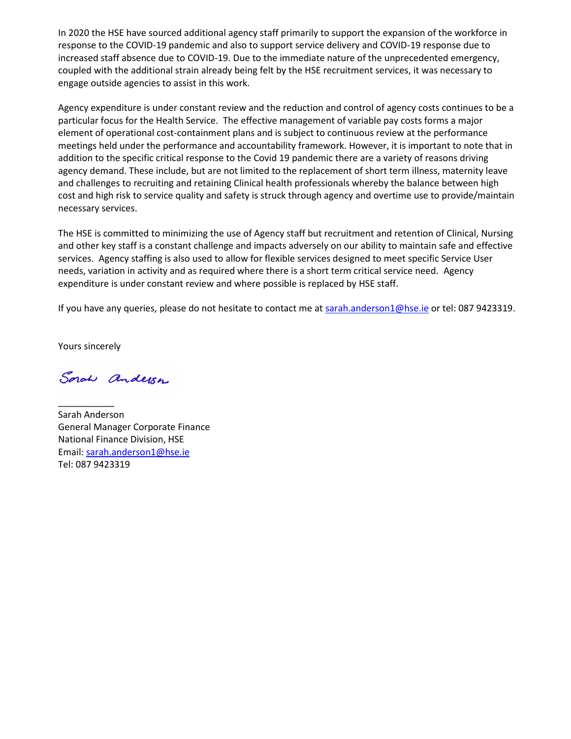In 2020 the HSE have sourced additional agency staff primarily to support the expansion of the workforce in response to the COVID-19 pandemic and also to support service delivery and COVID-19 response due to increased staff absence due to COVID-19. Due to the immediate nature of the unprecedented emergency, coupled with the additional strain already being felt by the HSE recruitment services, it was necessary to engage outside agencies to assist in this work.

Agency expenditure is under constant review and the reduction and control of agency costs continues to be a particular focus for the Health Service. The effective management of variable pay costs forms a major element of operational cost-containment plans and is subject to continuous review at the performance meetings held under the performance and accountability framework. However, it is important to note that in addition to the specific critical response to the Covid 19 pandemic there are a variety of reasons driving agency demand. These include, but are not limited to the replacement of short term illness, maternity leave and challenges to recruiting and retaining Clinical health professionals whereby the balance between high cost and high risk to service quality and safety is struck through agency and overtime use to provide/maintain necessary services.

The HSE is committed to minimizing the use of Agency staff but recruitment and retention of Clinical, Nursing and other key staff is a constant challenge and impacts adversely on our ability to maintain safe and effective services. Agency staffing is also used to allow for flexible services designed to meet specific Service User needs, variation in activity and as required where there is a short term critical service need. Agency expenditure is under constant review and where possible is replaced by HSE staff.

If you have any queries, please do not hesitate to contact me at sarah.anderson1@hse.ie or tel: 087 9423319.

Yours sincerely

Sarah Anderson

___________

Sarah Anderson
General Manager Corporate Finance
National Finance Division, HSE
Email: sarah.anderson1@hse.ie
Tel: 087 9423319